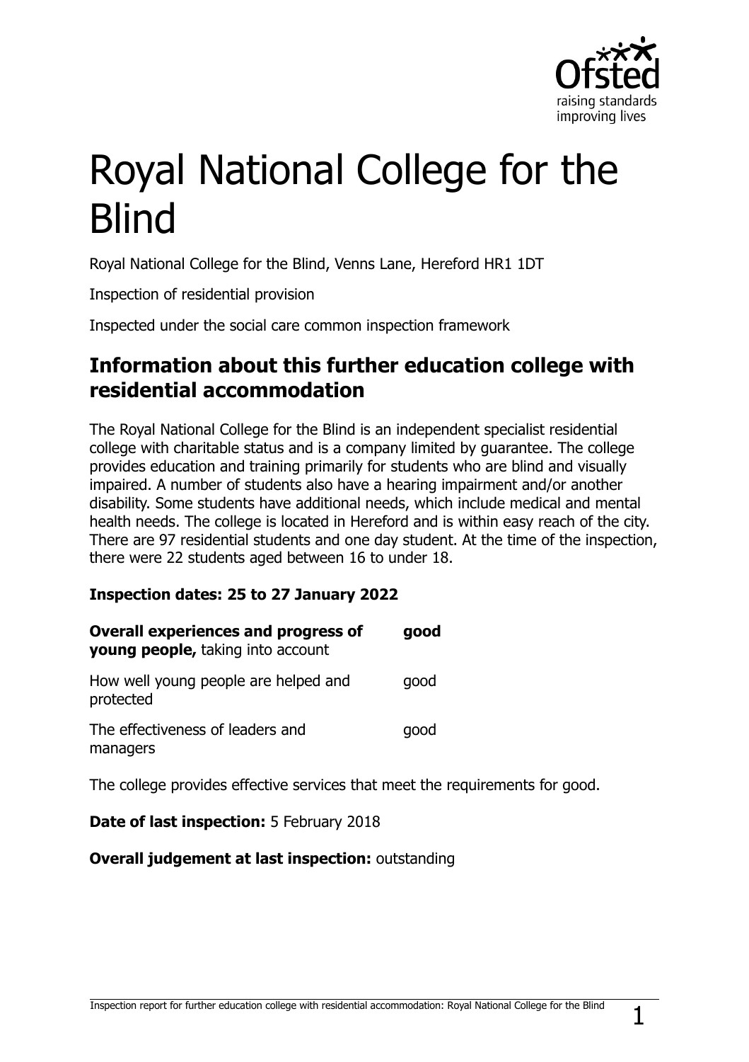# Royal National College for the Blind

Royal National College for the Blind, Venns Lane, Hereford HR1 1DT

Inspection of residential provision

Inspected under the social care common inspection framework

## Information about this further education college with residential accommodation

The Royal National College for the Blind is an independent specialist residential college with charitable status and is a company limited by guarantee. The college provides education and training primarily for students who are blind and visually impaired. A number of students also have a hearing impairment and/or another disability. Some students have additional needs, which include medical and mental health needs. The college is located in Hereford and is within easy reach of the city. There are 97 residential students and one day student. At the time of the inspection, there were 22 students aged between 16 to under 18.

**Inspection dates: 25 to 27 January 2022**

| | |
|---|---|
| **Overall experiences and progress of young people,** taking into account | **good** |
| How well young people are helped and protected | good |
| The effectiveness of leaders and managers | good |

The college provides effective services that meet the requirements for good.

**Date of last inspection:** 5 February 2018

**Overall judgement at last inspection:** outstanding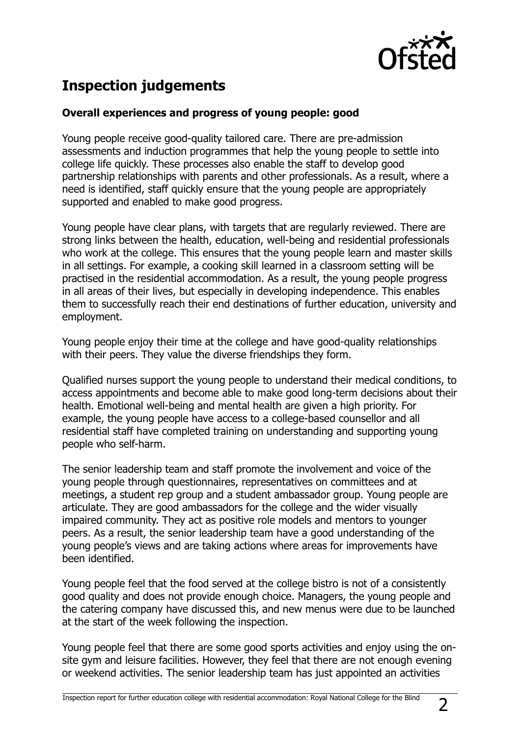## Inspection judgements

### Overall experiences and progress of young people: good

Young people receive good-quality tailored care. There are pre-admission assessments and induction programmes that help the young people to settle into college life quickly. These processes also enable the staff to develop good partnership relationships with parents and other professionals. As a result, where a need is identified, staff quickly ensure that the young people are appropriately supported and enabled to make good progress.

Young people have clear plans, with targets that are regularly reviewed. There are strong links between the health, education, well-being and residential professionals who work at the college. This ensures that the young people learn and master skills in all settings. For example, a cooking skill learned in a classroom setting will be practised in the residential accommodation. As a result, the young people progress in all areas of their lives, but especially in developing independence. This enables them to successfully reach their end destinations of further education, university and employment.

Young people enjoy their time at the college and have good-quality relationships with their peers. They value the diverse friendships they form.

Qualified nurses support the young people to understand their medical conditions, to access appointments and become able to make good long-term decisions about their health. Emotional well-being and mental health are given a high priority. For example, the young people have access to a college-based counsellor and all residential staff have completed training on understanding and supporting young people who self-harm.

The senior leadership team and staff promote the involvement and voice of the young people through questionnaires, representatives on committees and at meetings, a student rep group and a student ambassador group. Young people are articulate. They are good ambassadors for the college and the wider visually impaired community. They act as positive role models and mentors to younger peers. As a result, the senior leadership team have a good understanding of the young people's views and are taking actions where areas for improvements have been identified.

Young people feel that the food served at the college bistro is not of a consistently good quality and does not provide enough choice. Managers, the young people and the catering company have discussed this, and new menus were due to be launched at the start of the week following the inspection.

Young people feel that there are some good sports activities and enjoy using the on-site gym and leisure facilities. However, they feel that there are not enough evening or weekend activities. The senior leadership team has just appointed an activities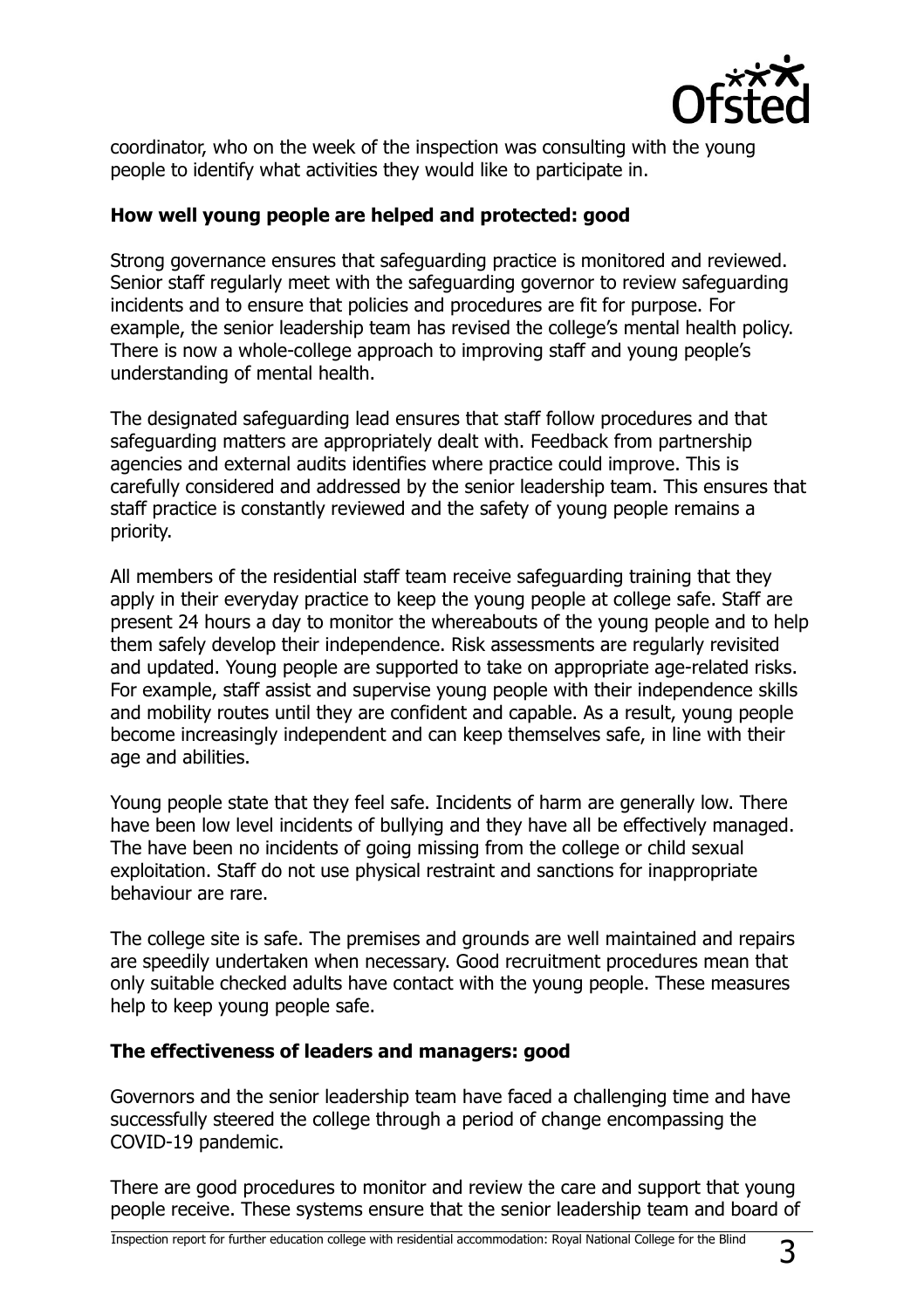coordinator, who on the week of the inspection was consulting with the young people to identify what activities they would like to participate in.

**How well young people are helped and protected: good**

Strong governance ensures that safeguarding practice is monitored and reviewed. Senior staff regularly meet with the safeguarding governor to review safeguarding incidents and to ensure that policies and procedures are fit for purpose. For example, the senior leadership team has revised the college's mental health policy. There is now a whole-college approach to improving staff and young people's understanding of mental health.

The designated safeguarding lead ensures that staff follow procedures and that safeguarding matters are appropriately dealt with. Feedback from partnership agencies and external audits identifies where practice could improve. This is carefully considered and addressed by the senior leadership team. This ensures that staff practice is constantly reviewed and the safety of young people remains a priority.

All members of the residential staff team receive safeguarding training that they apply in their everyday practice to keep the young people at college safe. Staff are present 24 hours a day to monitor the whereabouts of the young people and to help them safely develop their independence. Risk assessments are regularly revisited and updated. Young people are supported to take on appropriate age-related risks. For example, staff assist and supervise young people with their independence skills and mobility routes until they are confident and capable. As a result, young people become increasingly independent and can keep themselves safe, in line with their age and abilities.

Young people state that they feel safe. Incidents of harm are generally low. There have been low level incidents of bullying and they have all be effectively managed. The have been no incidents of going missing from the college or child sexual exploitation. Staff do not use physical restraint and sanctions for inappropriate behaviour are rare.

The college site is safe. The premises and grounds are well maintained and repairs are speedily undertaken when necessary. Good recruitment procedures mean that only suitable checked adults have contact with the young people. These measures help to keep young people safe.

**The effectiveness of leaders and managers: good**

Governors and the senior leadership team have faced a challenging time and have successfully steered the college through a period of change encompassing the COVID-19 pandemic.

There are good procedures to monitor and review the care and support that young people receive. These systems ensure that the senior leadership team and board of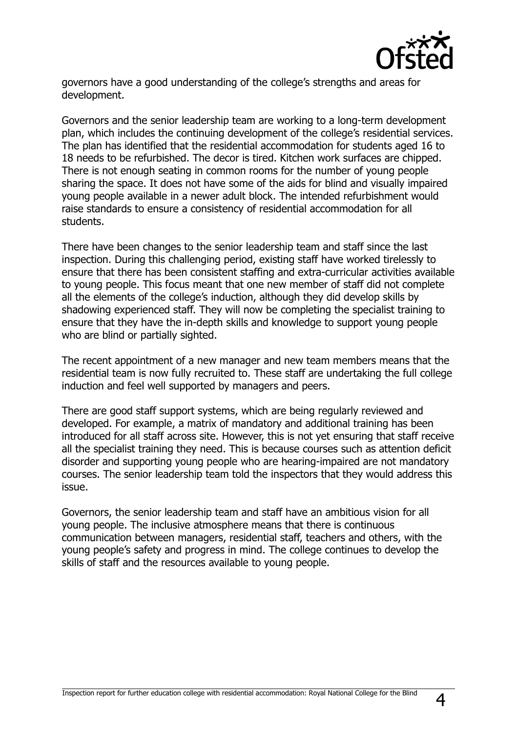governors have a good understanding of the college's strengths and areas for development.

Governors and the senior leadership team are working to a long-term development plan, which includes the continuing development of the college's residential services. The plan has identified that the residential accommodation for students aged 16 to 18 needs to be refurbished. The decor is tired. Kitchen work surfaces are chipped. There is not enough seating in common rooms for the number of young people sharing the space. It does not have some of the aids for blind and visually impaired young people available in a newer adult block. The intended refurbishment would raise standards to ensure a consistency of residential accommodation for all students.

There have been changes to the senior leadership team and staff since the last inspection. During this challenging period, existing staff have worked tirelessly to ensure that there has been consistent staffing and extra-curricular activities available to young people. This focus meant that one new member of staff did not complete all the elements of the college's induction, although they did develop skills by shadowing experienced staff. They will now be completing the specialist training to ensure that they have the in-depth skills and knowledge to support young people who are blind or partially sighted.

The recent appointment of a new manager and new team members means that the residential team is now fully recruited to. These staff are undertaking the full college induction and feel well supported by managers and peers.

There are good staff support systems, which are being regularly reviewed and developed. For example, a matrix of mandatory and additional training has been introduced for all staff across site. However, this is not yet ensuring that staff receive all the specialist training they need. This is because courses such as attention deficit disorder and supporting young people who are hearing-impaired are not mandatory courses. The senior leadership team told the inspectors that they would address this issue.

Governors, the senior leadership team and staff have an ambitious vision for all young people. The inclusive atmosphere means that there is continuous communication between managers, residential staff, teachers and others, with the young people's safety and progress in mind. The college continues to develop the skills of staff and the resources available to young people.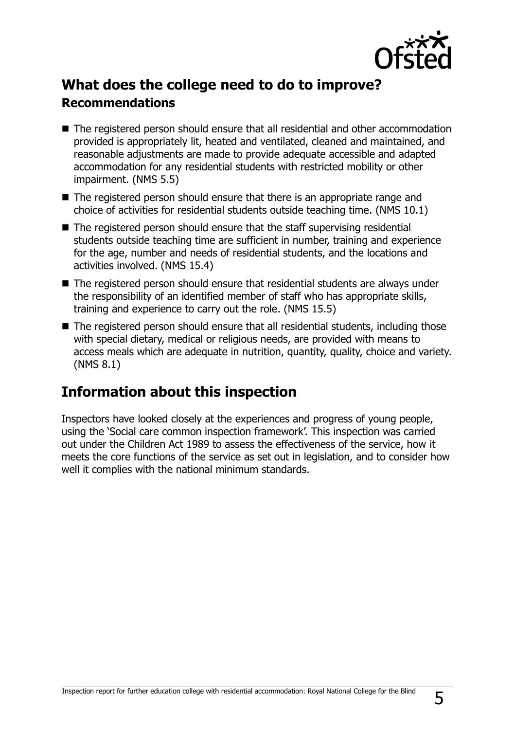## What does the college need to do to improve?

### Recommendations

- The registered person should ensure that all residential and other accommodation provided is appropriately lit, heated and ventilated, cleaned and maintained, and reasonable adjustments are made to provide adequate accessible and adapted accommodation for any residential students with restricted mobility or other impairment. (NMS 5.5)
- The registered person should ensure that there is an appropriate range and choice of activities for residential students outside teaching time. (NMS 10.1)
- The registered person should ensure that the staff supervising residential students outside teaching time are sufficient in number, training and experience for the age, number and needs of residential students, and the locations and activities involved. (NMS 15.4)
- The registered person should ensure that residential students are always under the responsibility of an identified member of staff who has appropriate skills, training and experience to carry out the role. (NMS 15.5)
- The registered person should ensure that all residential students, including those with special dietary, medical or religious needs, are provided with means to access meals which are adequate in nutrition, quantity, quality, choice and variety. (NMS 8.1)

## Information about this inspection

Inspectors have looked closely at the experiences and progress of young people, using the 'Social care common inspection framework'. This inspection was carried out under the Children Act 1989 to assess the effectiveness of the service, how it meets the core functions of the service as set out in legislation, and to consider how well it complies with the national minimum standards.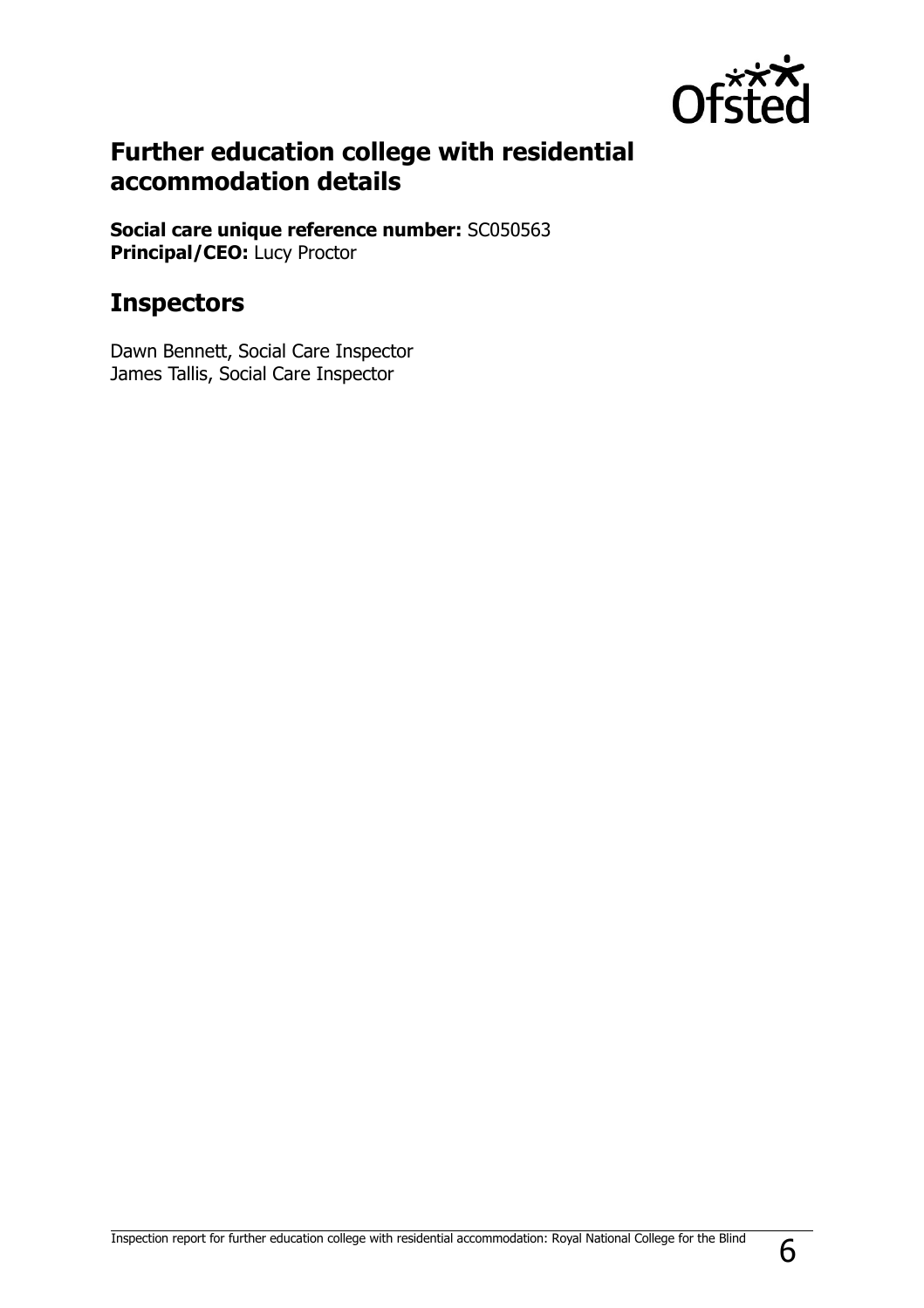## Further education college with residential accommodation details

**Social care unique reference number:** SC050563
**Principal/CEO:** Lucy Proctor

## Inspectors

Dawn Bennett, Social Care Inspector
James Tallis, Social Care Inspector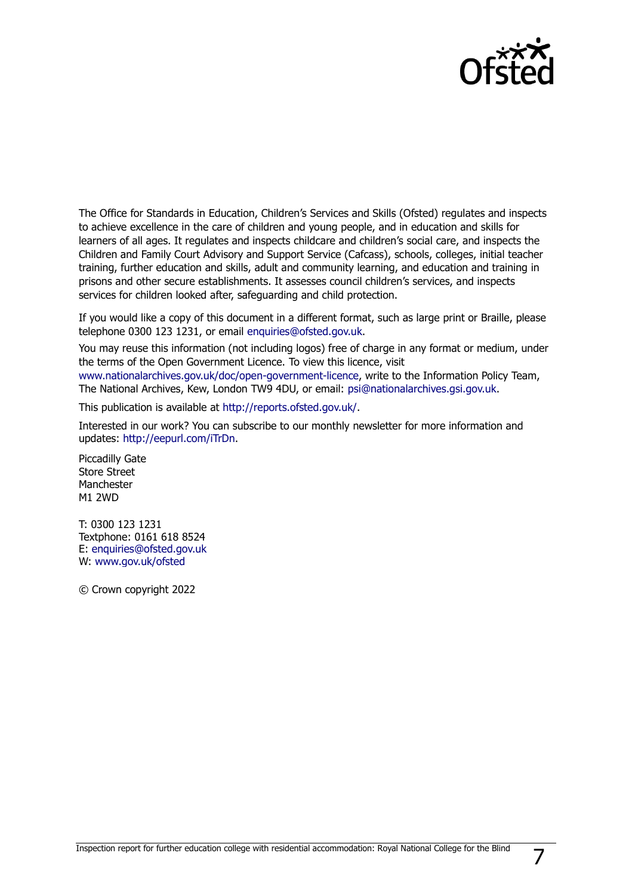The Office for Standards in Education, Children's Services and Skills (Ofsted) regulates and inspects to achieve excellence in the care of children and young people, and in education and skills for learners of all ages. It regulates and inspects childcare and children's social care, and inspects the Children and Family Court Advisory and Support Service (Cafcass), schools, colleges, initial teacher training, further education and skills, adult and community learning, and education and training in prisons and other secure establishments. It assesses council children's services, and inspects services for children looked after, safeguarding and child protection.

If you would like a copy of this document in a different format, such as large print or Braille, please telephone 0300 123 1231, or email enquiries@ofsted.gov.uk.

You may reuse this information (not including logos) free of charge in any format or medium, under the terms of the Open Government Licence. To view this licence, visit www.nationalarchives.gov.uk/doc/open-government-licence, write to the Information Policy Team, The National Archives, Kew, London TW9 4DU, or email: psi@nationalarchives.gsi.gov.uk.

This publication is available at http://reports.ofsted.gov.uk/.

Interested in our work? You can subscribe to our monthly newsletter for more information and updates: http://eepurl.com/iTrDn.

Piccadilly Gate
Store Street
Manchester
M1 2WD

T: 0300 123 1231
Textphone: 0161 618 8524
E: enquiries@ofsted.gov.uk
W: www.gov.uk/ofsted

© Crown copyright 2022